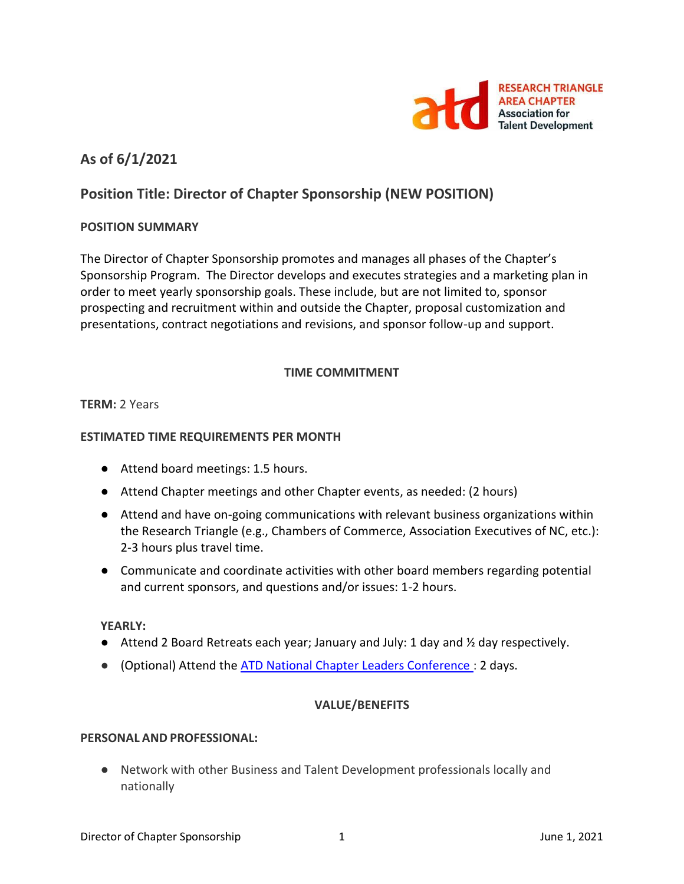RESEARCH TRIANGLE AREA CHAPTER
Association for Talent Development

## As of 6/1/2021

## Position Title: Director of Chapter Sponsorship (NEW POSITION)

### POSITION SUMMARY

The Director of Chapter Sponsorship promotes and manages all phases of the Chapter's Sponsorship Program. The Director develops and executes strategies and a marketing plan in order to meet yearly sponsorship goals. These include, but are not limited to, sponsor prospecting and recruitment within and outside the Chapter, proposal customization and presentations, contract negotiations and revisions, and sponsor follow-up and support.

### TIME COMMITMENT

**TERM:** 2 Years

**ESTIMATED TIME REQUIREMENTS PER MONTH**

- Attend board meetings: 1.5 hours.
- Attend Chapter meetings and other Chapter events, as needed: (2 hours)
- Attend and have on-going communications with relevant business organizations within the Research Triangle (e.g., Chambers of Commerce, Association Executives of NC, etc.): 2-3 hours plus travel time.
- Communicate and coordinate activities with other board members regarding potential and current sponsors, and questions and/or issues: 1-2 hours.

**YEARLY:**

- Attend 2 Board Retreats each year; January and July: 1 day and ½ day respectively.
- (Optional) Attend the [ATD National Chapter Leaders Conference ]: 2 days.

### VALUE/BENEFITS

**PERSONAL AND PROFESSIONAL:**

- Network with other Business and Talent Development professionals locally and nationally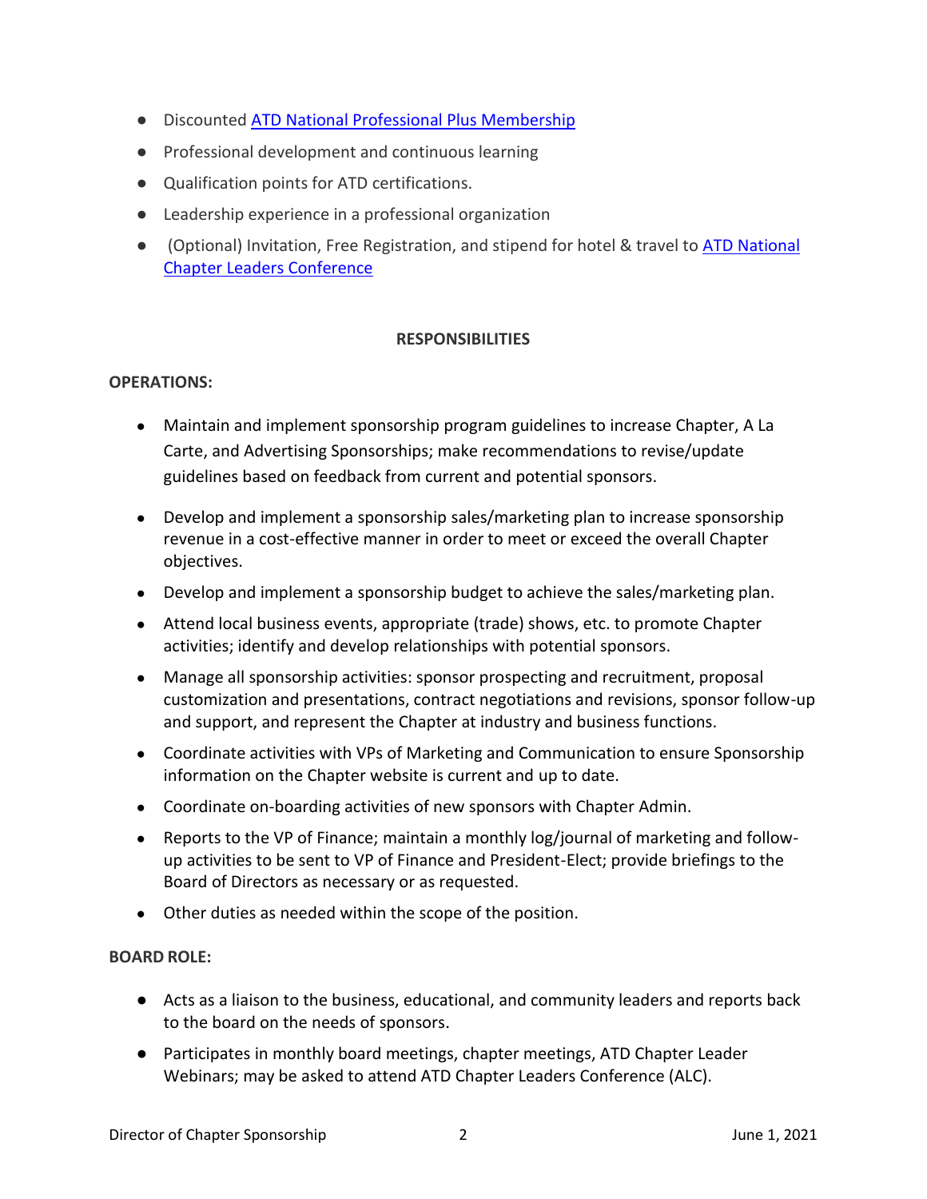- Discounted [ATD National Professional Plus Membership]()
- Professional development and continuous learning
- Qualification points for ATD certifications.
- Leadership experience in a professional organization
- (Optional) Invitation, Free Registration, and stipend for hotel & travel to [ATD National Chapter Leaders Conference]()

## RESPONSIBILITIES

**OPERATIONS:**

- Maintain and implement sponsorship program guidelines to increase Chapter, A La Carte, and Advertising Sponsorships; make recommendations to revise/update guidelines based on feedback from current and potential sponsors.
- Develop and implement a sponsorship sales/marketing plan to increase sponsorship revenue in a cost-effective manner in order to meet or exceed the overall Chapter objectives.
- Develop and implement a sponsorship budget to achieve the sales/marketing plan.
- Attend local business events, appropriate (trade) shows, etc. to promote Chapter activities; identify and develop relationships with potential sponsors.
- Manage all sponsorship activities: sponsor prospecting and recruitment, proposal customization and presentations, contract negotiations and revisions, sponsor follow-up and support, and represent the Chapter at industry and business functions.
- Coordinate activities with VPs of Marketing and Communication to ensure Sponsorship information on the Chapter website is current and up to date.
- Coordinate on-boarding activities of new sponsors with Chapter Admin.
- Reports to the VP of Finance; maintain a monthly log/journal of marketing and follow-up activities to be sent to VP of Finance and President-Elect; provide briefings to the Board of Directors as necessary or as requested.
- Other duties as needed within the scope of the position.

**BOARD ROLE:**

- Acts as a liaison to the business, educational, and community leaders and reports back to the board on the needs of sponsors.
- Participates in monthly board meetings, chapter meetings, ATD Chapter Leader Webinars; may be asked to attend ATD Chapter Leaders Conference (ALC).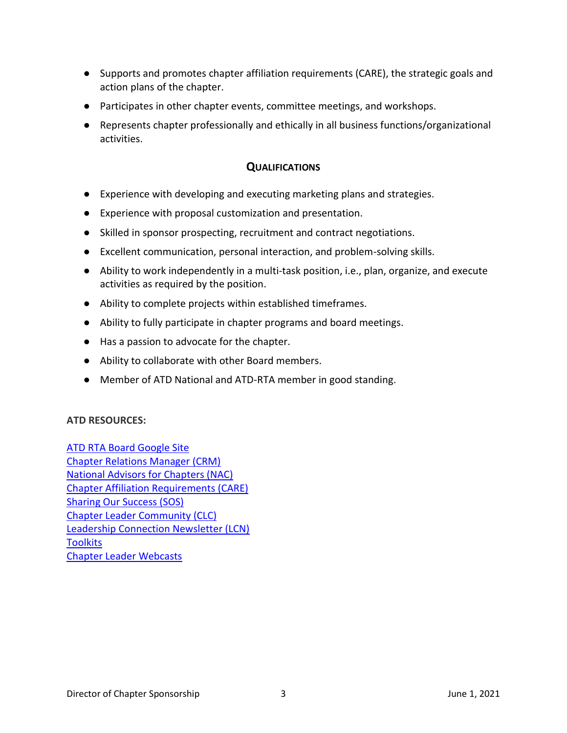- Supports and promotes chapter affiliation requirements (CARE), the strategic goals and action plans of the chapter.
- Participates in other chapter events, committee meetings, and workshops.
- Represents chapter professionally and ethically in all business functions/organizational activities.

## QUALIFICATIONS

- Experience with developing and executing marketing plans and strategies.
- Experience with proposal customization and presentation.
- Skilled in sponsor prospecting, recruitment and contract negotiations.
- Excellent communication, personal interaction, and problem-solving skills.
- Ability to work independently in a multi-task position, i.e., plan, organize, and execute activities as required by the position.
- Ability to complete projects within established timeframes.
- Ability to fully participate in chapter programs and board meetings.
- Has a passion to advocate for the chapter.
- Ability to collaborate with other Board members.
- Member of ATD National and ATD-RTA member in good standing.

**ATD RESOURCES:**

ATD RTA Board Google Site
Chapter Relations Manager (CRM)
National Advisors for Chapters (NAC)
Chapter Affiliation Requirements (CARE)
Sharing Our Success (SOS)
Chapter Leader Community (CLC)
Leadership Connection Newsletter (LCN)
Toolkits
Chapter Leader Webcasts